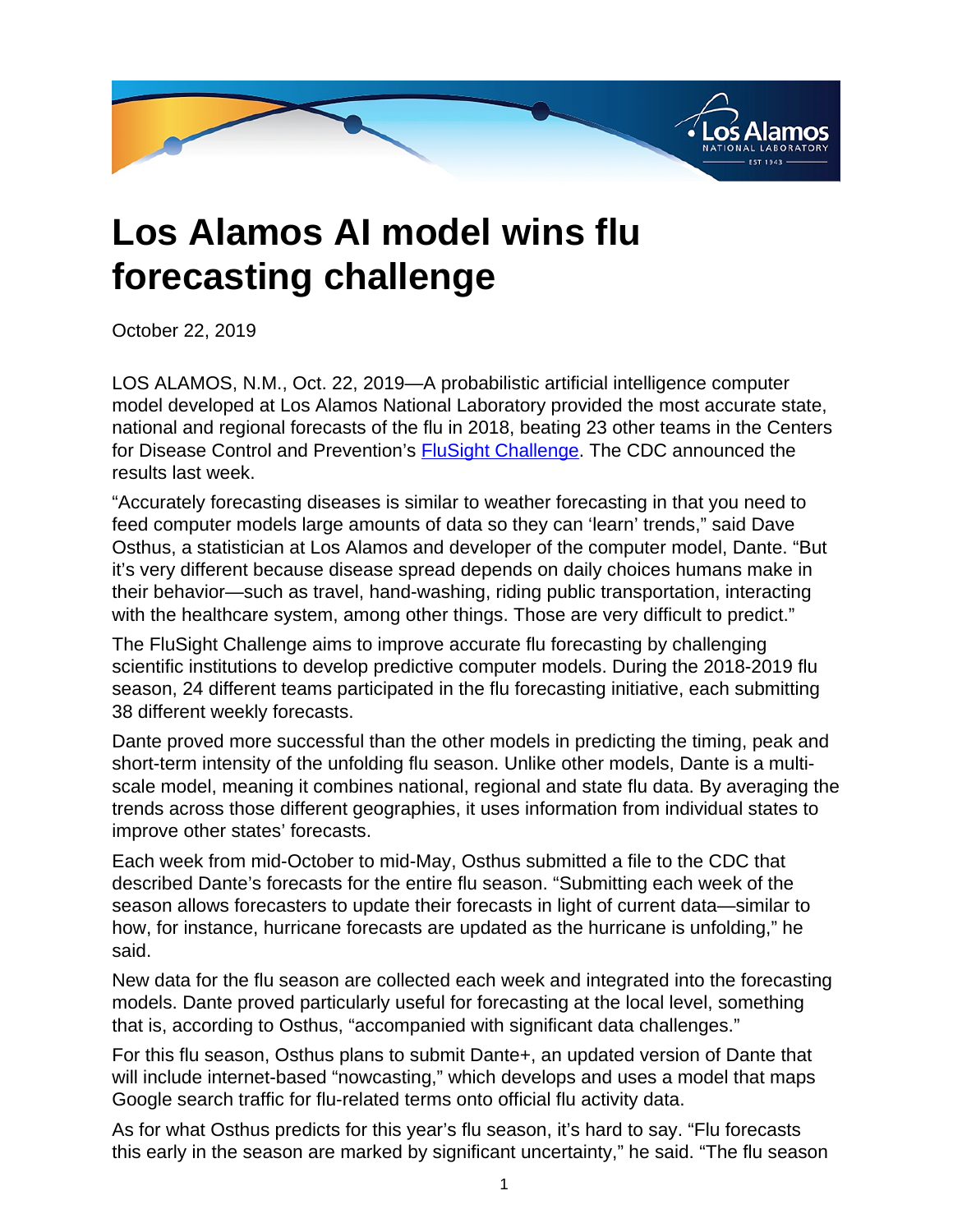# Los Alamos AI model wins flu forecasting challenge

October 22, 2019

LOS ALAMOS, N.M., Oct. 22, 2019—A probabilistic artificial intelligence computer model developed at Los Alamos National Laboratory provided the most accurate state, national and regional forecasts of the flu in 2018, beating 23 other teams in the Centers for Disease Control and Prevention's [FluSight Challenge](). The CDC announced the results last week.

"Accurately forecasting diseases is similar to weather forecasting in that you need to feed computer models large amounts of data so they can 'learn' trends," said Dave Osthus, a statistician at Los Alamos and developer of the computer model, Dante. "But it's very different because disease spread depends on daily choices humans make in their behavior—such as travel, hand-washing, riding public transportation, interacting with the healthcare system, among other things. Those are very difficult to predict."

The FluSight Challenge aims to improve accurate flu forecasting by challenging scientific institutions to develop predictive computer models. During the 2018-2019 flu season, 24 different teams participated in the flu forecasting initiative, each submitting 38 different weekly forecasts.

Dante proved more successful than the other models in predicting the timing, peak and short-term intensity of the unfolding flu season. Unlike other models, Dante is a multi-scale model, meaning it combines national, regional and state flu data. By averaging the trends across those different geographies, it uses information from individual states to improve other states' forecasts.

Each week from mid-October to mid-May, Osthus submitted a file to the CDC that described Dante's forecasts for the entire flu season. "Submitting each week of the season allows forecasters to update their forecasts in light of current data—similar to how, for instance, hurricane forecasts are updated as the hurricane is unfolding," he said.

New data for the flu season are collected each week and integrated into the forecasting models. Dante proved particularly useful for forecasting at the local level, something that is, according to Osthus, "accompanied with significant data challenges."

For this flu season, Osthus plans to submit Dante+, an updated version of Dante that will include internet-based "nowcasting," which develops and uses a model that maps Google search traffic for flu-related terms onto official flu activity data.

As for what Osthus predicts for this year's flu season, it's hard to say. "Flu forecasts this early in the season are marked by significant uncertainty," he said. "The flu season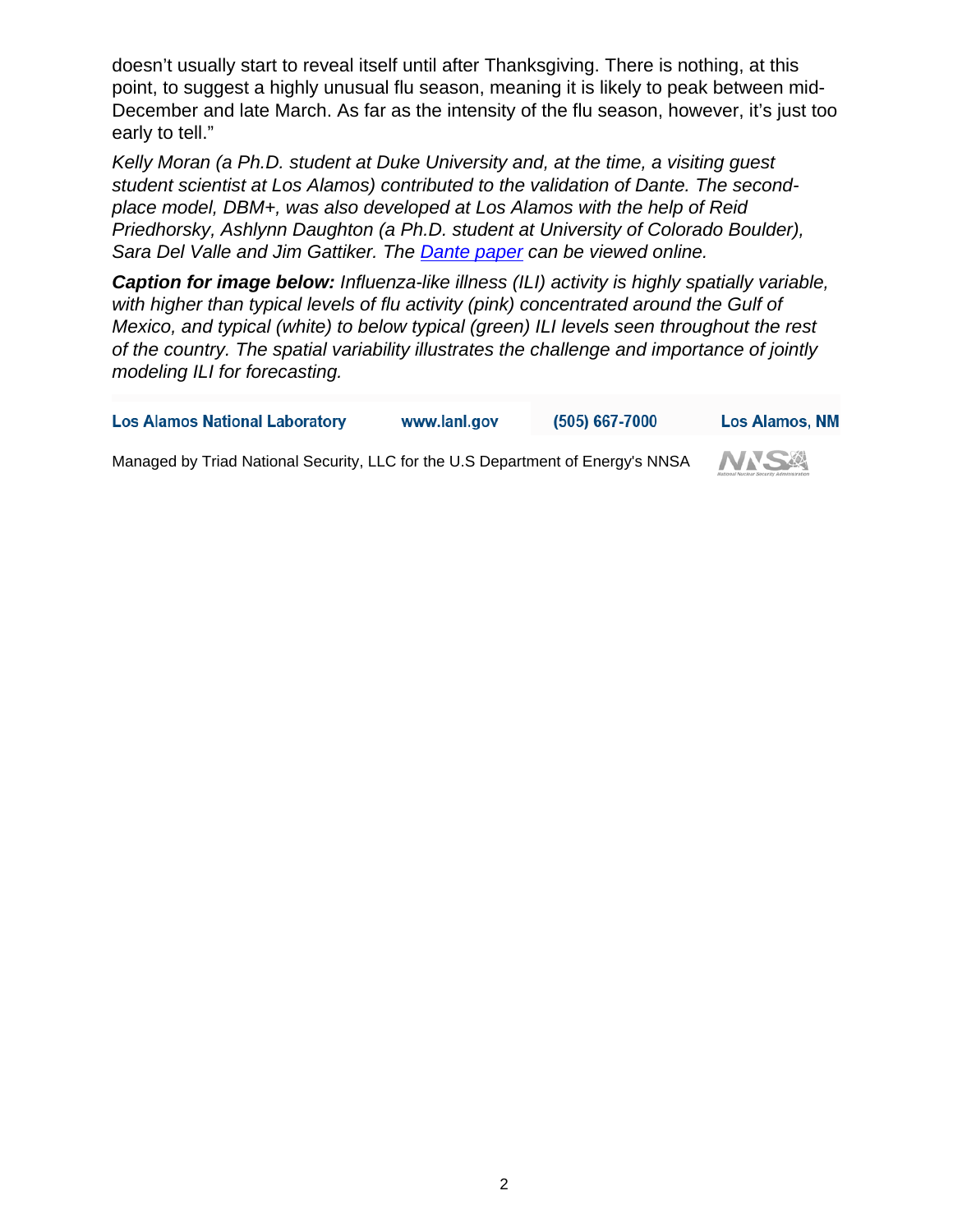doesn't usually start to reveal itself until after Thanksgiving. There is nothing, at this point, to suggest a highly unusual flu season, meaning it is likely to peak between mid-December and late March. As far as the intensity of the flu season, however, it's just too early to tell."

*Kelly Moran (a Ph.D. student at Duke University and, at the time, a visiting guest student scientist at Los Alamos) contributed to the validation of Dante. The second-place model, DBM+, was also developed at Los Alamos with the help of Reid Priedhorsky, Ashlynn Daughton (a Ph.D. student at University of Colorado Boulder), Sara Del Valle and Jim Gattiker. The Dante paper can be viewed online.*

***Caption for image below:*** *Influenza-like illness (ILI) activity is highly spatially variable, with higher than typical levels of flu activity (pink) concentrated around the Gulf of Mexico, and typical (white) to below typical (green) ILI levels seen throughout the rest of the country. The spatial variability illustrates the challenge and importance of jointly modeling ILI for forecasting.*

**Los Alamos National Laboratory** **www.lanl.gov** **(505) 667-7000** **Los Alamos, NM**

Managed by Triad National Security, LLC for the U.S Department of Energy's NNSA